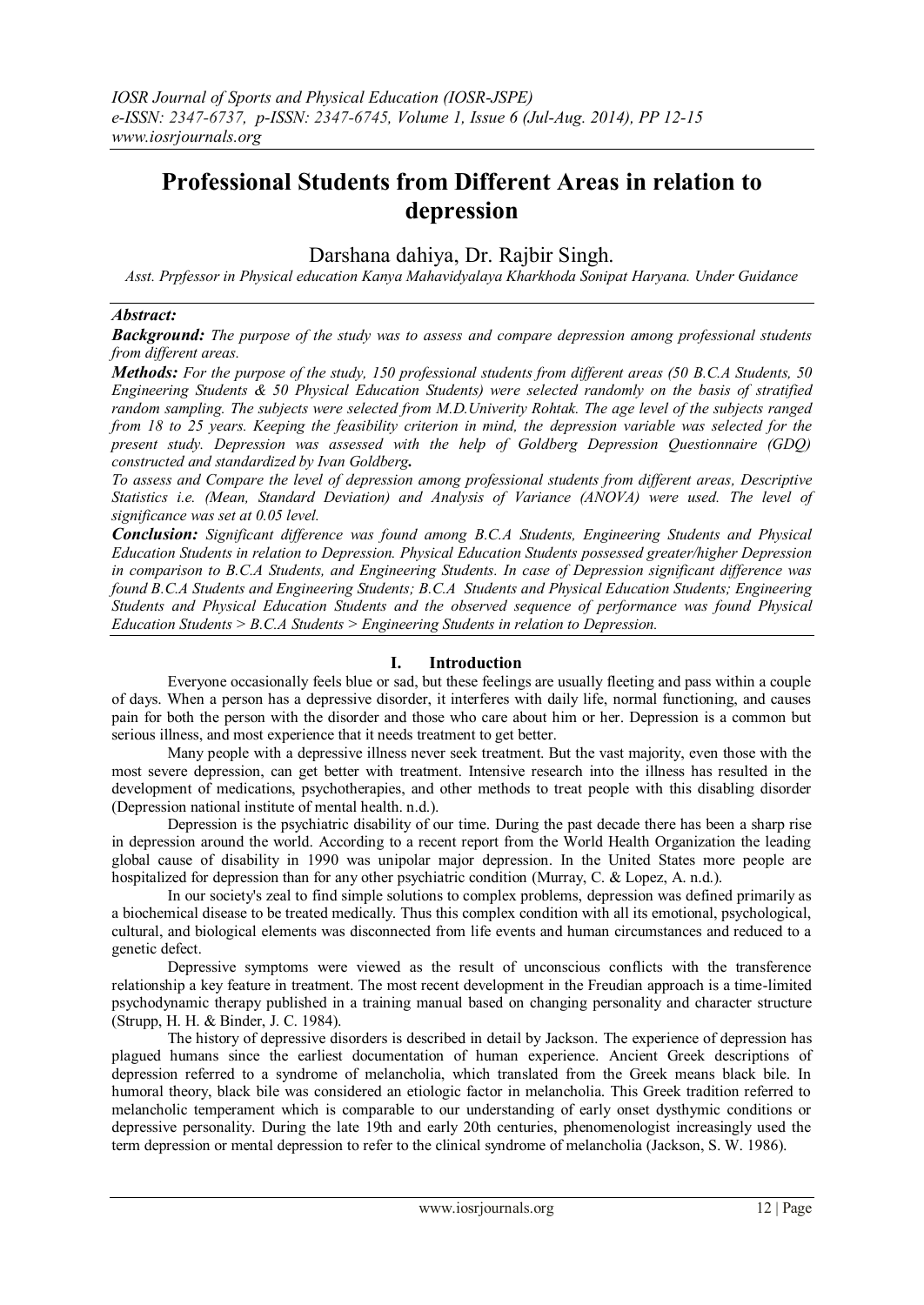# Professional Students from Different Areas in relation to depression

Darshana dahiya, Dr. Rajbir Singh.

*Asst. Prpfessor in Physical education Kanya Mahavidyalaya Kharkhoda Sonipat Haryana. Under Guidance*

***Abstract:***

***Background:*** *The purpose of the study was to assess and compare depression among professional students from different areas.*

***Methods:*** *For the purpose of the study, 150 professional students from different areas (50 B.C.A Students, 50 Engineering Students & 50 Physical Education Students) were selected randomly on the basis of stratified random sampling. The subjects were selected from M.D.Univerity Rohtak. The age level of the subjects ranged from 18 to 25 years. Keeping the feasibility criterion in mind, the depression variable was selected for the present study. Depression was assessed with the help of Goldberg Depression Questionnaire (GDQ) constructed and standardized by Ivan Goldberg.*

*To assess and Compare the level of depression among professional students from different areas, Descriptive Statistics i.e. (Mean, Standard Deviation) and Analysis of Variance (ANOVA) were used. The level of significance was set at 0.05 level.*

***Conclusion:*** *Significant difference was found among B.C.A Students, Engineering Students and Physical Education Students in relation to Depression. Physical Education Students possessed greater/higher Depression in comparison to B.C.A Students, and Engineering Students. In case of Depression significant difference was found B.C.A Students and Engineering Students; B.C.A Students and Physical Education Students; Engineering Students and Physical Education Students and the observed sequence of performance was found Physical Education Students > B.C.A Students > Engineering Students in relation to Depression.*

## I. Introduction

Everyone occasionally feels blue or sad, but these feelings are usually fleeting and pass within a couple of days. When a person has a depressive disorder, it interferes with daily life, normal functioning, and causes pain for both the person with the disorder and those who care about him or her. Depression is a common but serious illness, and most experience that it needs treatment to get better.

Many people with a depressive illness never seek treatment. But the vast majority, even those with the most severe depression, can get better with treatment. Intensive research into the illness has resulted in the development of medications, psychotherapies, and other methods to treat people with this disabling disorder (Depression national institute of mental health. n.d.).

Depression is the psychiatric disability of our time. During the past decade there has been a sharp rise in depression around the world. According to a recent report from the World Health Organization the leading global cause of disability in 1990 was unipolar major depression. In the United States more people are hospitalized for depression than for any other psychiatric condition (Murray, C. & Lopez, A. n.d.).

In our society's zeal to find simple solutions to complex problems, depression was defined primarily as a biochemical disease to be treated medically. Thus this complex condition with all its emotional, psychological, cultural, and biological elements was disconnected from life events and human circumstances and reduced to a genetic defect.

Depressive symptoms were viewed as the result of unconscious conflicts with the transference relationship a key feature in treatment. The most recent development in the Freudian approach is a time-limited psychodynamic therapy published in a training manual based on changing personality and character structure (Strupp, H. H. & Binder, J. C. 1984).

The history of depressive disorders is described in detail by Jackson. The experience of depression has plagued humans since the earliest documentation of human experience. Ancient Greek descriptions of depression referred to a syndrome of melancholia, which translated from the Greek means black bile. In humoral theory, black bile was considered an etiologic factor in melancholia. This Greek tradition referred to melancholic temperament which is comparable to our understanding of early onset dysthymic conditions or depressive personality. During the late 19th and early 20th centuries, phenomenologist increasingly used the term depression or mental depression to refer to the clinical syndrome of melancholia (Jackson, S. W. 1986).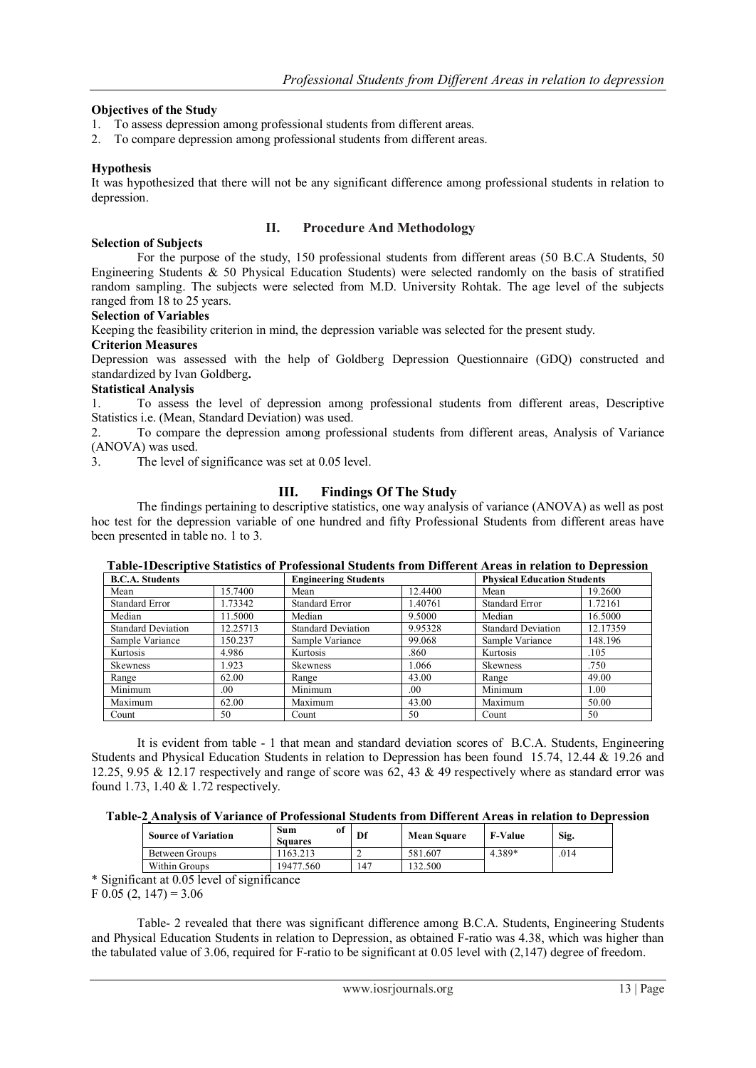**Objectives of the Study**

1. To assess depression among professional students from different areas.
2. To compare depression among professional students from different areas.

**Hypothesis**

It was hypothesized that there will not be any significant difference among professional students in relation to depression.

## II. Procedure And Methodology

**Selection of Subjects**

For the purpose of the study, 150 professional students from different areas (50 B.C.A Students, 50 Engineering Students & 50 Physical Education Students) were selected randomly on the basis of stratified random sampling. The subjects were selected from M.D. University Rohtak. The age level of the subjects ranged from 18 to 25 years.

**Selection of Variables**

Keeping the feasibility criterion in mind, the depression variable was selected for the present study.

**Criterion Measures**

Depression was assessed with the help of Goldberg Depression Questionnaire (GDQ) constructed and standardized by Ivan Goldberg**.**

**Statistical Analysis**

1. To assess the level of depression among professional students from different areas, Descriptive Statistics i.e. (Mean, Standard Deviation) was used.
2. To compare the depression among professional students from different areas, Analysis of Variance (ANOVA) was used.
3. The level of significance was set at 0.05 level.

## III. Findings Of The Study

The findings pertaining to descriptive statistics, one way analysis of variance (ANOVA) as well as post hoc test for the depression variable of one hundred and fifty Professional Students from different areas have been presented in table no. 1 to 3.

**Table-1Descriptive Statistics of Professional Students from Different Areas in relation to Depression**

| B.C.A. Students | | Engineering Students | | Physical Education Students | |
|---|---|---|---|---|---|
| Mean | 15.7400 | Mean | 12.4400 | Mean | 19.2600 |
| Standard Error | 1.73342 | Standard Error | 1.40761 | Standard Error | 1.72161 |
| Median | 11.5000 | Median | 9.5000 | Median | 16.5000 |
| Standard Deviation | 12.25713 | Standard Deviation | 9.95328 | Standard Deviation | 12.17359 |
| Sample Variance | 150.237 | Sample Variance | 99.068 | Sample Variance | 148.196 |
| Kurtosis | 4.986 | Kurtosis | .860 | Kurtosis | .105 |
| Skewness | 1.923 | Skewness | 1.066 | Skewness | .750 |
| Range | 62.00 | Range | 43.00 | Range | 49.00 |
| Minimum | .00 | Minimum | .00 | Minimum | 1.00 |
| Maximum | 62.00 | Maximum | 43.00 | Maximum | 50.00 |
| Count | 50 | Count | 50 | Count | 50 |

It is evident from table - 1 that mean and standard deviation scores of B.C.A. Students, Engineering Students and Physical Education Students in relation to Depression has been found 15.74, 12.44 & 19.26 and 12.25, 9.95 & 12.17 respectively and range of score was 62, 43 & 49 respectively where as standard error was found 1.73, 1.40 & 1.72 respectively.

**Table-2 Analysis of Variance of Professional Students from Different Areas in relation to Depression**

| Source of Variation | Sum of Squares | Df | Mean Square | F-Value | Sig. |
|---|---|---|---|---|---|
| Between Groups | 1163.213 | 2 | 581.607 | 4.389* | .014 |
| Within Groups | 19477.560 | 147 | 132.500 | | |

\* Significant at 0.05 level of significance

$F\ 0.05\ (2, 147) = 3.06$

Table- 2 revealed that there was significant difference among B.C.A. Students, Engineering Students and Physical Education Students in relation to Depression, as obtained F-ratio was 4.38, which was higher than the tabulated value of 3.06, required for F-ratio to be significant at 0.05 level with (2,147) degree of freedom.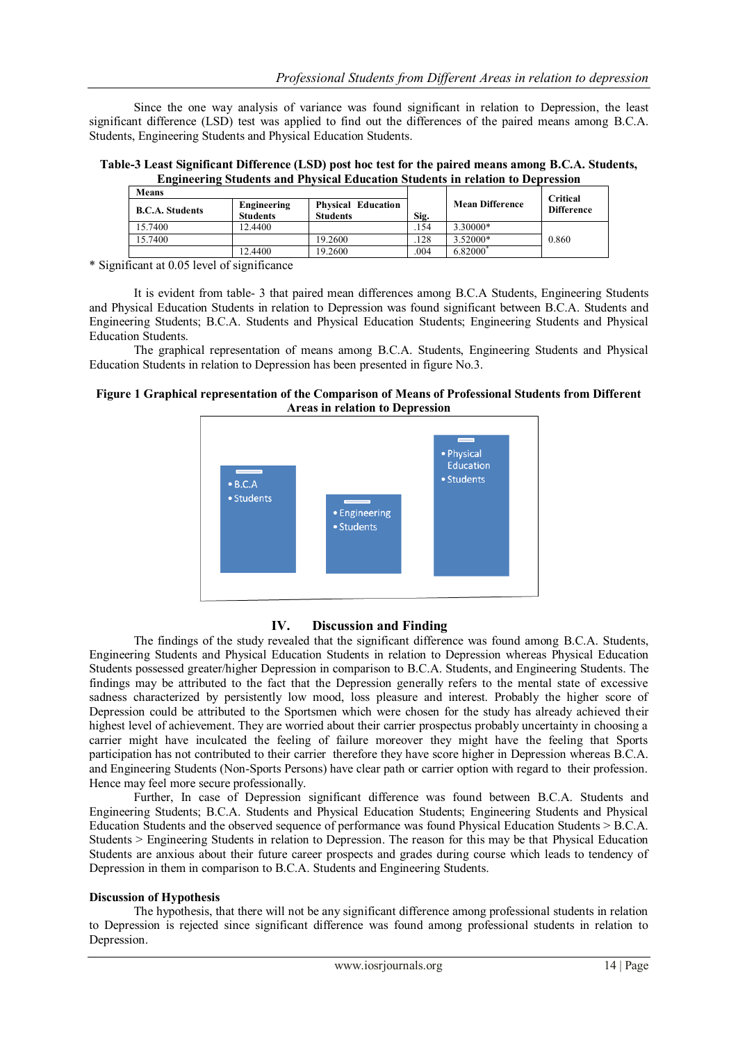Since the one way analysis of variance was found significant in relation to Depression, the least significant difference (LSD) test was applied to find out the differences of the paired means among B.C.A. Students, Engineering Students and Physical Education Students.

**Table-3 Least Significant Difference (LSD) post hoc test for the paired means among B.C.A. Students, Engineering Students and Physical Education Students in relation to Depression**

| Means | | | Sig. | Mean Difference | Critical Difference |
|---|---|---|---|---|---|
| **B.C.A. Students** | **Engineering Students** | **Physical Education Students** | | | |
| 15.7400 | 12.4400 | | .154 | 3.30000* | 0.860 |
| 15.7400 | | 19.2600 | .128 | 3.52000* | |
| | 12.4400 | 19.2600 | .004 | 6.82000* | |

\* Significant at 0.05 level of significance

It is evident from table- 3 that paired mean differences among B.C.A Students, Engineering Students and Physical Education Students in relation to Depression was found significant between B.C.A. Students and Engineering Students; B.C.A. Students and Physical Education Students; Engineering Students and Physical Education Students.

The graphical representation of means among B.C.A. Students, Engineering Students and Physical Education Students in relation to Depression has been presented in figure No.3.

**Figure 1 Graphical representation of the Comparison of Means of Professional Students from Different Areas in relation to Depression**

## IV. Discussion and Finding

The findings of the study revealed that the significant difference was found among B.C.A. Students, Engineering Students and Physical Education Students in relation to Depression whereas Physical Education Students possessed greater/higher Depression in comparison to B.C.A. Students, and Engineering Students. The findings may be attributed to the fact that the Depression generally refers to the mental state of excessive sadness characterized by persistently low mood, loss pleasure and interest. Probably the higher score of Depression could be attributed to the Sportsmen which were chosen for the study has already achieved their highest level of achievement. They are worried about their carrier prospectus probably uncertainty in choosing a carrier might have inculcated the feeling of failure moreover they might have the feeling that Sports participation has not contributed to their carrier therefore they have score higher in Depression whereas B.C.A. and Engineering Students (Non-Sports Persons) have clear path or carrier option with regard to their profession. Hence may feel more secure professionally.

Further, In case of Depression significant difference was found between B.C.A. Students and Engineering Students; B.C.A. Students and Physical Education Students; Engineering Students and Physical Education Students and the observed sequence of performance was found Physical Education Students > B.C.A. Students > Engineering Students in relation to Depression. The reason for this may be that Physical Education Students are anxious about their future career prospects and grades during course which leads to tendency of Depression in them in comparison to B.C.A. Students and Engineering Students.

### Discussion of Hypothesis

The hypothesis, that there will not be any significant difference among professional students in relation to Depression is rejected since significant difference was found among professional students in relation to Depression.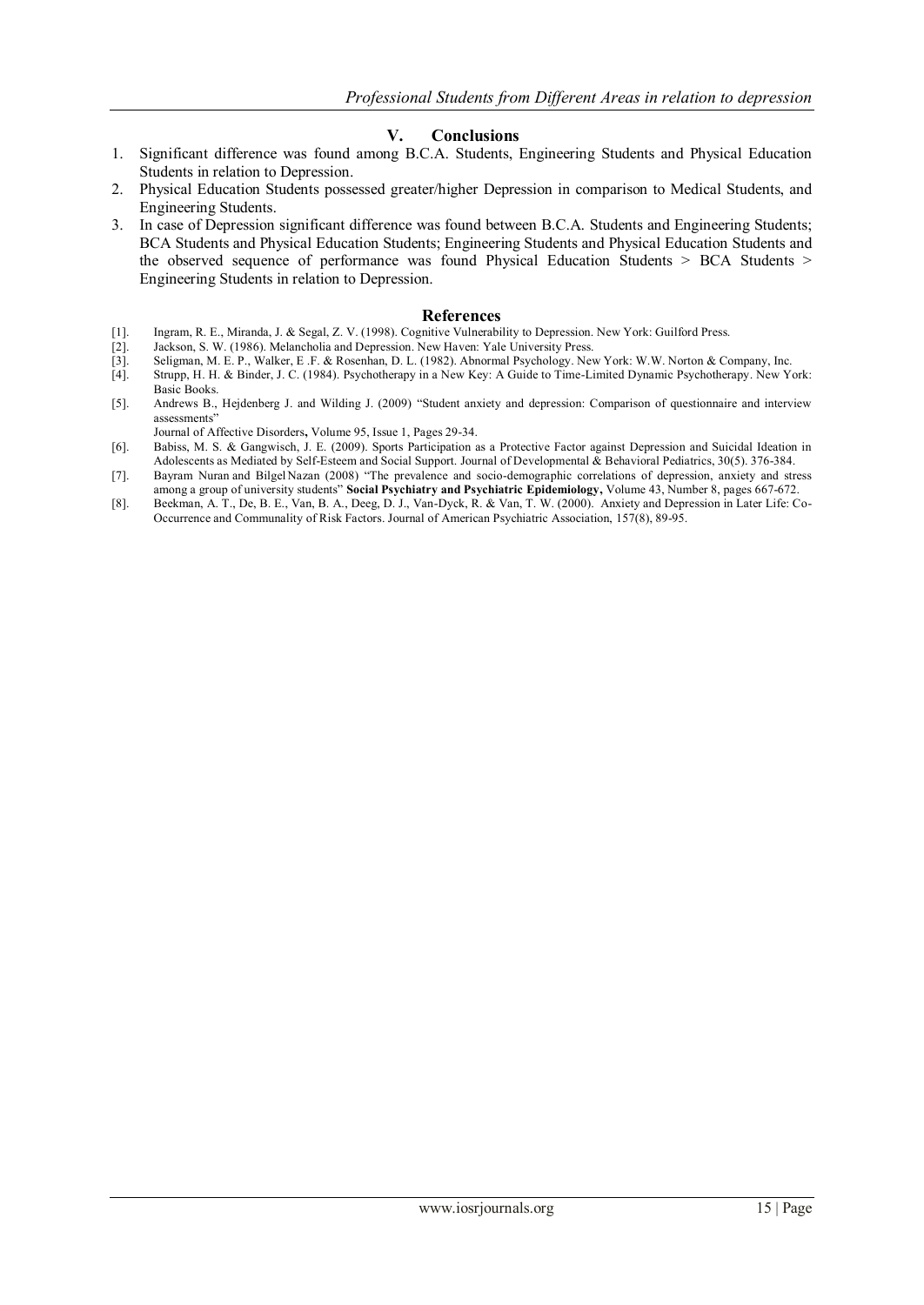## V. Conclusions

1. Significant difference was found among B.C.A. Students, Engineering Students and Physical Education Students in relation to Depression.
2. Physical Education Students possessed greater/higher Depression in comparison to Medical Students, and Engineering Students.
3. In case of Depression significant difference was found between B.C.A. Students and Engineering Students; BCA Students and Physical Education Students; Engineering Students and Physical Education Students and the observed sequence of performance was found Physical Education Students > BCA Students > Engineering Students in relation to Depression.

## References

[1]. Ingram, R. E., Miranda, J. & Segal, Z. V. (1998). Cognitive Vulnerability to Depression. New York: Guilford Press.

[2]. Jackson, S. W. (1986). Melancholia and Depression. New Haven: Yale University Press.

[3]. Seligman, M. E. P., Walker, E .F. & Rosenhan, D. L. (1982). Abnormal Psychology. New York: W.W. Norton & Company, Inc.

[4]. Strupp, H. H. & Binder, J. C. (1984). Psychotherapy in a New Key: A Guide to Time-Limited Dynamic Psychotherapy. New York: Basic Books.

[5]. Andrews B., Hejdenberg J. and Wilding J. (2009) "Student anxiety and depression: Comparison of questionnaire and interview assessments" Journal of Affective Disorders**,** Volume 95, Issue 1, Pages 29-34.

[6]. Babiss, M. S. & Gangwisch, J. E. (2009). Sports Participation as a Protective Factor against Depression and Suicidal Ideation in Adolescents as Mediated by Self-Esteem and Social Support. Journal of Developmental & Behavioral Pediatrics, 30(5). 376-384.

[7]. Bayram Nuran and Bilgel Nazan (2008) "The prevalence and socio-demographic correlations of depression, anxiety and stress among a group of university students" **Social Psychiatry and Psychiatric Epidemiology,** Volume 43, Number 8, pages 667-672.

[8]. Beekman, A. T., De, B. E., Van, B. A., Deeg, D. J., Van-Dyck, R. & Van, T. W. (2000). Anxiety and Depression in Later Life: Co-Occurrence and Communality of Risk Factors. Journal of American Psychiatric Association, 157(8), 89-95.